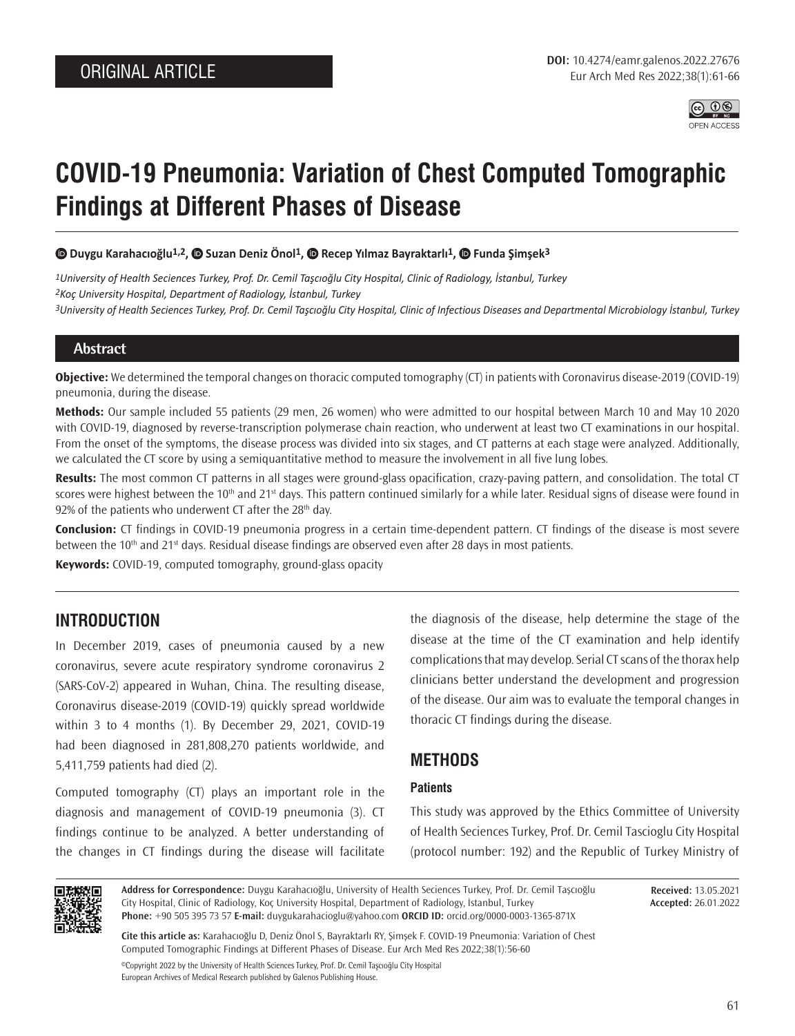ORIGINAL ARTICLE

# COVID-19 Pneumonia: Variation of Chest Computed Tomographic Findings at Different Phases of Disease

Duygu Karahacıoğlu[1,2], Suzan Deniz Önol[1], Recep Yılmaz Bayraktarlı[1], Funda Şimşek[3]

*[1]University of Health Seciences Turkey, Prof. Dr. Cemil Taşcıoğlu City Hospital, Clinic of Radiology, İstanbul, Turkey*
*[2]Koç University Hospital, Department of Radiology, İstanbul, Turkey*
*[3]University of Health Seciences Turkey, Prof. Dr. Cemil Taşcıoğlu City Hospital, Clinic of Infectious Diseases and Departmental Microbiology İstanbul, Turkey*

## Abstract

**Objective:** We determined the temporal changes on thoracic computed tomography (CT) in patients with Coronavirus disease-2019 (COVID-19) pneumonia, during the disease.

**Methods:** Our sample included 55 patients (29 men, 26 women) who were admitted to our hospital between March 10 and May 10 2020 with COVID-19, diagnosed by reverse-transcription polymerase chain reaction, who underwent at least two CT examinations in our hospital. From the onset of the symptoms, the disease process was divided into six stages, and CT patterns at each stage were analyzed. Additionally, we calculated the CT score by using a semiquantitative method to measure the involvement in all five lung lobes.

**Results:** The most common CT patterns in all stages were ground-glass opacification, crazy-paving pattern, and consolidation. The total CT scores were highest between the 10th and 21st days. This pattern continued similarly for a while later. Residual signs of disease were found in 92% of the patients who underwent CT after the 28th day.

**Conclusion:** CT findings in COVID-19 pneumonia progress in a certain time-dependent pattern. CT findings of the disease is most severe between the 10th and 21st days. Residual disease findings are observed even after 28 days in most patients.

**Keywords:** COVID-19, computed tomography, ground-glass opacity

## INTRODUCTION

In December 2019, cases of pneumonia caused by a new coronavirus, severe acute respiratory syndrome coronavirus 2 (SARS-CoV-2) appeared in Wuhan, China. The resulting disease, Coronavirus disease-2019 (COVID-19) quickly spread worldwide within 3 to 4 months (1). By December 29, 2021, COVID-19 had been diagnosed in 281,808,270 patients worldwide, and 5,411,759 patients had died (2).

Computed tomography (CT) plays an important role in the diagnosis and management of COVID-19 pneumonia (3). CT findings continue to be analyzed. A better understanding of the changes in CT findings during the disease will facilitate the diagnosis of the disease, help determine the stage of the disease at the time of the CT examination and help identify complications that may develop. Serial CT scans of the thorax help clinicians better understand the development and progression of the disease. Our aim was to evaluate the temporal changes in thoracic CT findings during the disease.

## METHODS

### Patients

This study was approved by the Ethics Committee of University of Health Seciences Turkey, Prof. Dr. Cemil Tascioglu City Hospital (protocol number: 192) and the Republic of Turkey Ministry of

**Address for Correspondence:** Duygu Karahacıoğlu, University of Health Seciences Turkey, Prof. Dr. Cemil Taşcıoğlu City Hospital, Clinic of Radiology, Koç University Hospital, Department of Radiology, İstanbul, Turkey
**Phone:** +90 505 395 73 57 **E-mail:** duygukarahacioglu@yahoo.com **ORCID ID:** orcid.org/0000-0003-1365-871X

**Received:** 13.05.2021
**Accepted:** 26.01.2022

**Cite this article as:** Karahacıoğlu D, Deniz Önol S, Bayraktarlı RY, Şimşek F. COVID-19 Pneumonia: Variation of Chest Computed Tomographic Findings at Different Phases of Disease. Eur Arch Med Res 2022;38(1):56-60

©Copyright 2022 by the University of Health Sciences Turkey, Prof. Dr. Cemil Taşcıoğlu City Hospital
European Archives of Medical Research published by Galenos Publishing House.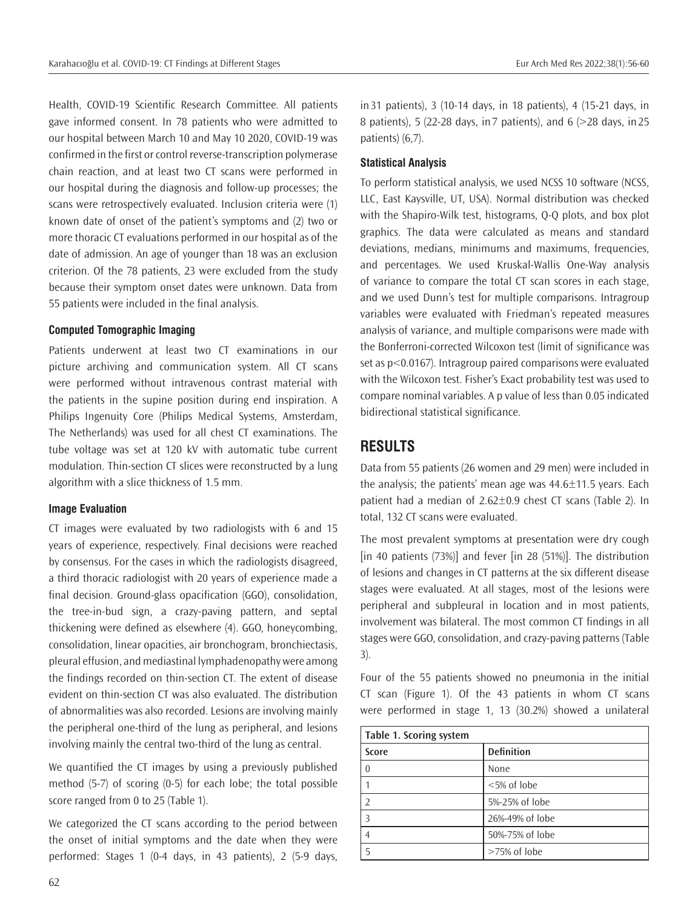Health, COVID-19 Scientific Research Committee. All patients gave informed consent. In 78 patients who were admitted to our hospital between March 10 and May 10 2020, COVID-19 was confirmed in the first or control reverse-transcription polymerase chain reaction, and at least two CT scans were performed in our hospital during the diagnosis and follow-up processes; the scans were retrospectively evaluated. Inclusion criteria were (1) known date of onset of the patient's symptoms and (2) two or more thoracic CT evaluations performed in our hospital as of the date of admission. An age of younger than 18 was an exclusion criterion. Of the 78 patients, 23 were excluded from the study because their symptom onset dates were unknown. Data from 55 patients were included in the final analysis.

### Computed Tomographic Imaging

Patients underwent at least two CT examinations in our picture archiving and communication system. All CT scans were performed without intravenous contrast material with the patients in the supine position during end inspiration. A Philips Ingenuity Core (Philips Medical Systems, Amsterdam, The Netherlands) was used for all chest CT examinations. The tube voltage was set at 120 kV with automatic tube current modulation. Thin-section CT slices were reconstructed by a lung algorithm with a slice thickness of 1.5 mm.

### Image Evaluation

CT images were evaluated by two radiologists with 6 and 15 years of experience, respectively. Final decisions were reached by consensus. For the cases in which the radiologists disagreed, a third thoracic radiologist with 20 years of experience made a final decision. Ground-glass opacification (GGO), consolidation, the tree-in-bud sign, a crazy-paving pattern, and septal thickening were defined as elsewhere (4). GGO, honeycombing, consolidation, linear opacities, air bronchogram, bronchiectasis, pleural effusion, and mediastinal lymphadenopathy were among the findings recorded on thin-section CT. The extent of disease evident on thin-section CT was also evaluated. The distribution of abnormalities was also recorded. Lesions are involving mainly the peripheral one-third of the lung as peripheral, and lesions involving mainly the central two-third of the lung as central.

We quantified the CT images by using a previously published method (5-7) of scoring (0-5) for each lobe; the total possible score ranged from 0 to 25 (Table 1).

We categorized the CT scans according to the period between the onset of initial symptoms and the date when they were performed: Stages 1 (0-4 days, in 43 patients), 2 (5-9 days, in 31 patients), 3 (10-14 days, in 18 patients), 4 (15-21 days, in 8 patients), 5 (22-28 days, in 7 patients), and 6 (>28 days, in 25 patients) (6,7).

### Statistical Analysis

To perform statistical analysis, we used NCSS 10 software (NCSS, LLC, East Kaysville, UT, USA). Normal distribution was checked with the Shapiro-Wilk test, histograms, Q-Q plots, and box plot graphics. The data were calculated as means and standard deviations, medians, minimums and maximums, frequencies, and percentages. We used Kruskal-Wallis One-Way analysis of variance to compare the total CT scan scores in each stage, and we used Dunn's test for multiple comparisons. Intragroup variables were evaluated with Friedman's repeated measures analysis of variance, and multiple comparisons were made with the Bonferroni-corrected Wilcoxon test (limit of significance was set as $p<0.0167$). Intragroup paired comparisons were evaluated with the Wilcoxon test. Fisher's Exact probability test was used to compare nominal variables. A p value of less than 0.05 indicated bidirectional statistical significance.

## RESULTS

Data from 55 patients (26 women and 29 men) were included in the analysis; the patients' mean age was 44.6±11.5 years. Each patient had a median of 2.62±0.9 chest CT scans (Table 2). In total, 132 CT scans were evaluated.

The most prevalent symptoms at presentation were dry cough [in 40 patients (73%)] and fever [in 28 (51%)]. The distribution of lesions and changes in CT patterns at the six different disease stages were evaluated. At all stages, most of the lesions were peripheral and subpleural in location and in most patients, involvement was bilateral. The most common CT findings in all stages were GGO, consolidation, and crazy-paving patterns (Table 3).

Four of the 55 patients showed no pneumonia in the initial CT scan (Figure 1). Of the 43 patients in whom CT scans were performed in stage 1, 13 (30.2%) showed a unilateral

**Table 1. Scoring system**

| Score | Definition |
|---|---|
| 0 | None |
| 1 | <5% of lobe |
| 2 | 5%-25% of lobe |
| 3 | 26%-49% of lobe |
| 4 | 50%-75% of lobe |
| 5 | >75% of lobe |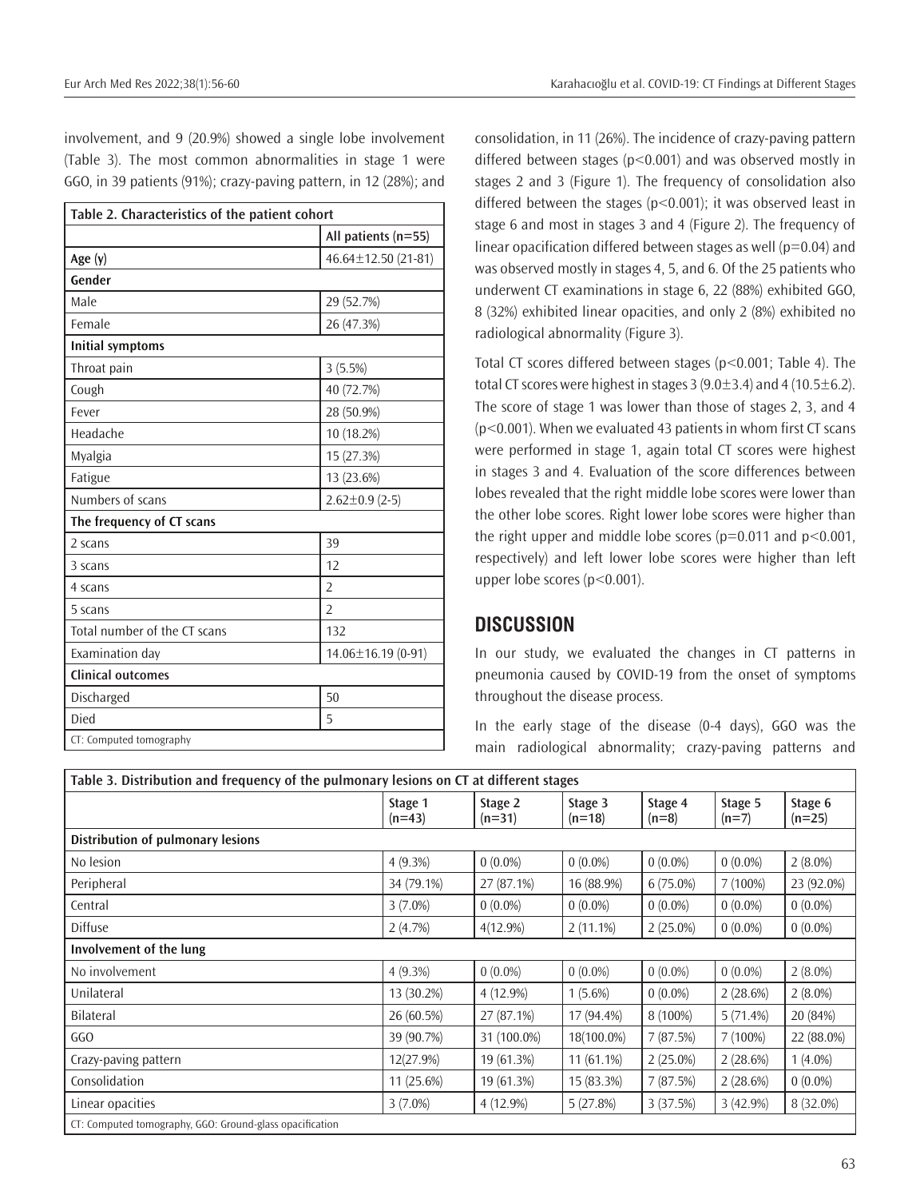involvement, and 9 (20.9%) showed a single lobe involvement (Table 3). The most common abnormalities in stage 1 were GGO, in 39 patients (91%); crazy-paving pattern, in 12 (28%); and consolidation, in 11 (26%). The incidence of crazy-paving pattern differed between stages (p<0.001) and was observed mostly in stages 2 and 3 (Figure 1). The frequency of consolidation also differed between the stages (p<0.001); it was observed least in stage 6 and most in stages 3 and 4 (Figure 2). The frequency of linear opacification differed between stages as well (p=0.04) and was observed mostly in stages 4, 5, and 6. Of the 25 patients who underwent CT examinations in stage 6, 22 (88%) exhibited GGO, 8 (32%) exhibited linear opacities, and only 2 (8%) exhibited no radiological abnormality (Figure 3).

| Table 2. Characteristics of the patient cohort | |
|---|---|
| | All patients (n=55) |
| Age (y) | 46.64±12.50 (21-81) |
| **Gender** | |
| Male | 29 (52.7%) |
| Female | 26 (47.3%) |
| **Initial symptoms** | |
| Throat pain | 3 (5.5%) |
| Cough | 40 (72.7%) |
| Fever | 28 (50.9%) |
| Headache | 10 (18.2%) |
| Myalgia | 15 (27.3%) |
| Fatigue | 13 (23.6%) |
| Numbers of scans | 2.62±0.9 (2-5) |
| **The frequency of CT scans** | |
| 2 scans | 39 |
| 3 scans | 12 |
| 4 scans | 2 |
| 5 scans | 2 |
| Total number of the CT scans | 132 |
| Examination day | 14.06±16.19 (0-91) |
| **Clinical outcomes** | |
| Discharged | 50 |
| Died | 5 |

CT: Computed tomography

Total CT scores differed between stages (p<0.001; Table 4). The total CT scores were highest in stages 3 (9.0±3.4) and 4 (10.5±6.2). The score of stage 1 was lower than those of stages 2, 3, and 4 (p<0.001). When we evaluated 43 patients in whom first CT scans were performed in stage 1, again total CT scores were highest in stages 3 and 4. Evaluation of the score differences between lobes revealed that the right middle lobe scores were lower than the other lobe scores. Right lower lobe scores were higher than the right upper and middle lobe scores (p=0.011 and p<0.001, respectively) and left lower lobe scores were higher than left upper lobe scores (p<0.001).

## DISCUSSION

In our study, we evaluated the changes in CT patterns in pneumonia caused by COVID-19 from the onset of symptoms throughout the disease process.

In the early stage of the disease (0-4 days), GGO was the main radiological abnormality; crazy-paving patterns and

| Table 3. Distribution and frequency of the pulmonary lesions on CT at different stages | | | | | | |
|---|---|---|---|---|---|---|
| | Stage 1 (n=43) | Stage 2 (n=31) | Stage 3 (n=18) | Stage 4 (n=8) | Stage 5 (n=7) | Stage 6 (n=25) |
| **Distribution of pulmonary lesions** | | | | | | |
| No lesion | 4 (9.3%) | 0 (0.0%) | 0 (0.0%) | 0 (0.0%) | 0 (0.0%) | 2 (8.0%) |
| Peripheral | 34 (79.1%) | 27 (87.1%) | 16 (88.9%) | 6 (75.0%) | 7 (100%) | 23 (92.0%) |
| Central | 3 (7.0%) | 0 (0.0%) | 0 (0.0%) | 0 (0.0%) | 0 (0.0%) | 0 (0.0%) |
| Diffuse | 2 (4.7%) | 4(12.9%) | 2 (11.1%) | 2 (25.0%) | 0 (0.0%) | 0 (0.0%) |
| **Involvement of the lung** | | | | | | |
| No involvement | 4 (9.3%) | 0 (0.0%) | 0 (0.0%) | 0 (0.0%) | 0 (0.0%) | 2 (8.0%) |
| Unilateral | 13 (30.2%) | 4 (12.9%) | 1 (5.6%) | 0 (0.0%) | 2 (28.6%) | 2 (8.0%) |
| Bilateral | 26 (60.5%) | 27 (87.1%) | 17 (94.4%) | 8 (100%) | 5 (71.4%) | 20 (84%) |
| GGO | 39 (90.7%) | 31 (100.0%) | 18(100.0%) | 7 (87.5%) | 7 (100%) | 22 (88.0%) |
| Crazy-paving pattern | 12(27.9%) | 19 (61.3%) | 11 (61.1%) | 2 (25.0%) | 2 (28.6%) | 1 (4.0%) |
| Consolidation | 11 (25.6%) | 19 (61.3%) | 15 (83.3%) | 7 (87.5%) | 2 (28.6%) | 0 (0.0%) |
| Linear opacities | 3 (7.0%) | 4 (12.9%) | 5 (27.8%) | 3 (37.5%) | 3 (42.9%) | 8 (32.0%) |

CT: Computed tomography, GGO: Ground-glass opacification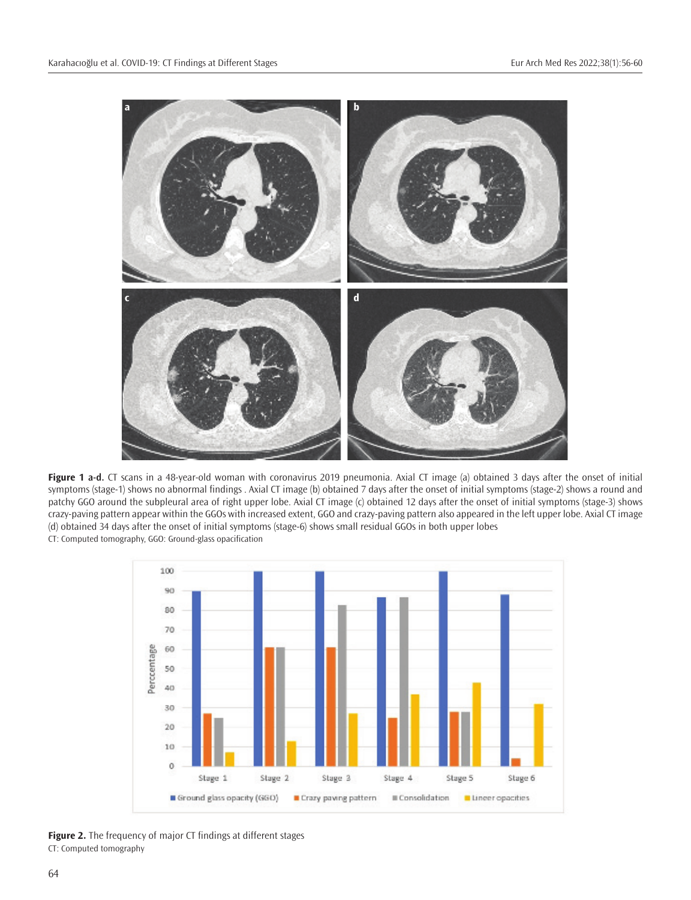**Figure 1 a-d.** CT scans in a 48-year-old woman with coronavirus 2019 pneumonia. Axial CT image (a) obtained 3 days after the onset of initial symptoms (stage-1) shows no abnormal findings . Axial CT image (b) obtained 7 days after the onset of initial symptoms (stage-2) shows a round and patchy GGO around the subpleural area of right upper lobe. Axial CT image (c) obtained 12 days after the onset of initial symptoms (stage-3) shows crazy-paving pattern appear within the GGOs with increased extent, GGO and crazy-paving pattern also appeared in the left upper lobe. Axial CT image (d) obtained 34 days after the onset of initial symptoms (stage-6) shows small residual GGOs in both upper lobes

CT: Computed tomography, GGO: Ground-glass opacification

**Figure 2.** The frequency of major CT findings at different stages

CT: Computed tomography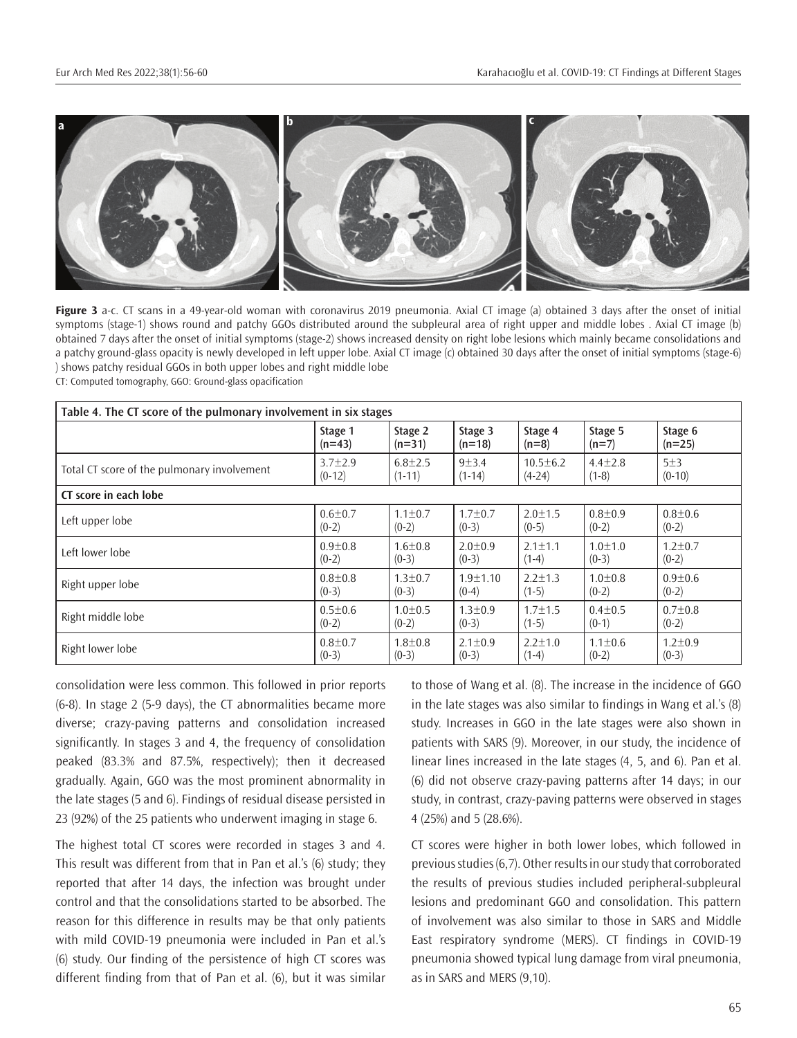**Figure 3** a-c. CT scans in a 49-year-old woman with coronavirus 2019 pneumonia. Axial CT image (a) obtained 3 days after the onset of initial symptoms (stage-1) shows round and patchy GGOs distributed around the subpleural area of right upper and middle lobes . Axial CT image (b) obtained 7 days after the onset of initial symptoms (stage-2) shows increased density on right lobe lesions which mainly became consolidations and a patchy ground-glass opacity is newly developed in left upper lobe. Axial CT image (c) obtained 30 days after the onset of initial symptoms (stage-6) ) shows patchy residual GGOs in both upper lobes and right middle lobe

CT: Computed tomography, GGO: Ground-glass opacification

**Table 4. The CT score of the pulmonary involvement in six stages**

| | Stage 1 (n=43) | Stage 2 (n=31) | Stage 3 (n=18) | Stage 4 (n=8) | Stage 5 (n=7) | Stage 6 (n=25) |
|---|---|---|---|---|---|---|
| Total CT score of the pulmonary involvement | 3.7±2.9 (0-12) | 6.8±2.5 (1-11) | 9±3.4 (1-14) | 10.5±6.2 (4-24) | 4.4±2.8 (1-8) | 5±3 (0-10) |
| **CT score in each lobe** | | | | | | |
| Left upper lobe | 0.6±0.7 (0-2) | 1.1±0.7 (0-2) | 1.7±0.7 (0-3) | 2.0±1.5 (0-5) | 0.8±0.9 (0-2) | 0.8±0.6 (0-2) |
| Left lower lobe | 0.9±0.8 (0-2) | 1.6±0.8 (0-3) | 2.0±0.9 (0-3) | 2.1±1.1 (1-4) | 1.0±1.0 (0-3) | 1.2±0.7 (0-2) |
| Right upper lobe | 0.8±0.8 (0-3) | 1.3±0.7 (0-3) | 1.9±1.10 (0-4) | 2.2±1.3 (1-5) | 1.0±0.8 (0-2) | 0.9±0.6 (0-2) |
| Right middle lobe | 0.5±0.6 (0-2) | 1.0±0.5 (0-2) | 1.3±0.9 (0-3) | 1.7±1.5 (1-5) | 0.4±0.5 (0-1) | 0.7±0.8 (0-2) |
| Right lower lobe | 0.8±0.7 (0-3) | 1.8±0.8 (0-3) | 2.1±0.9 (0-3) | 2.2±1.0 (1-4) | 1.1±0.6 (0-2) | 1.2±0.9 (0-3) |

consolidation were less common. This followed in prior reports (6-8). In stage 2 (5-9 days), the CT abnormalities became more diverse; crazy-paving patterns and consolidation increased significantly. In stages 3 and 4, the frequency of consolidation peaked (83.3% and 87.5%, respectively); then it decreased gradually. Again, GGO was the most prominent abnormality in the late stages (5 and 6). Findings of residual disease persisted in 23 (92%) of the 25 patients who underwent imaging in stage 6.

The highest total CT scores were recorded in stages 3 and 4. This result was different from that in Pan et al.'s (6) study; they reported that after 14 days, the infection was brought under control and that the consolidations started to be absorbed. The reason for this difference in results may be that only patients with mild COVID-19 pneumonia were included in Pan et al.'s (6) study. Our finding of the persistence of high CT scores was different finding from that of Pan et al. (6), but it was similar to those of Wang et al. (8). The increase in the incidence of GGO in the late stages was also similar to findings in Wang et al.'s (8) study. Increases in GGO in the late stages were also shown in patients with SARS (9). Moreover, in our study, the incidence of linear lines increased in the late stages (4, 5, and 6). Pan et al. (6) did not observe crazy-paving patterns after 14 days; in our study, in contrast, crazy-paving patterns were observed in stages 4 (25%) and 5 (28.6%).

CT scores were higher in both lower lobes, which followed in previous studies (6,7). Other results in our study that corroborated the results of previous studies included peripheral-subpleural lesions and predominant GGO and consolidation. This pattern of involvement was also similar to those in SARS and Middle East respiratory syndrome (MERS). CT findings in COVID-19 pneumonia showed typical lung damage from viral pneumonia, as in SARS and MERS (9,10).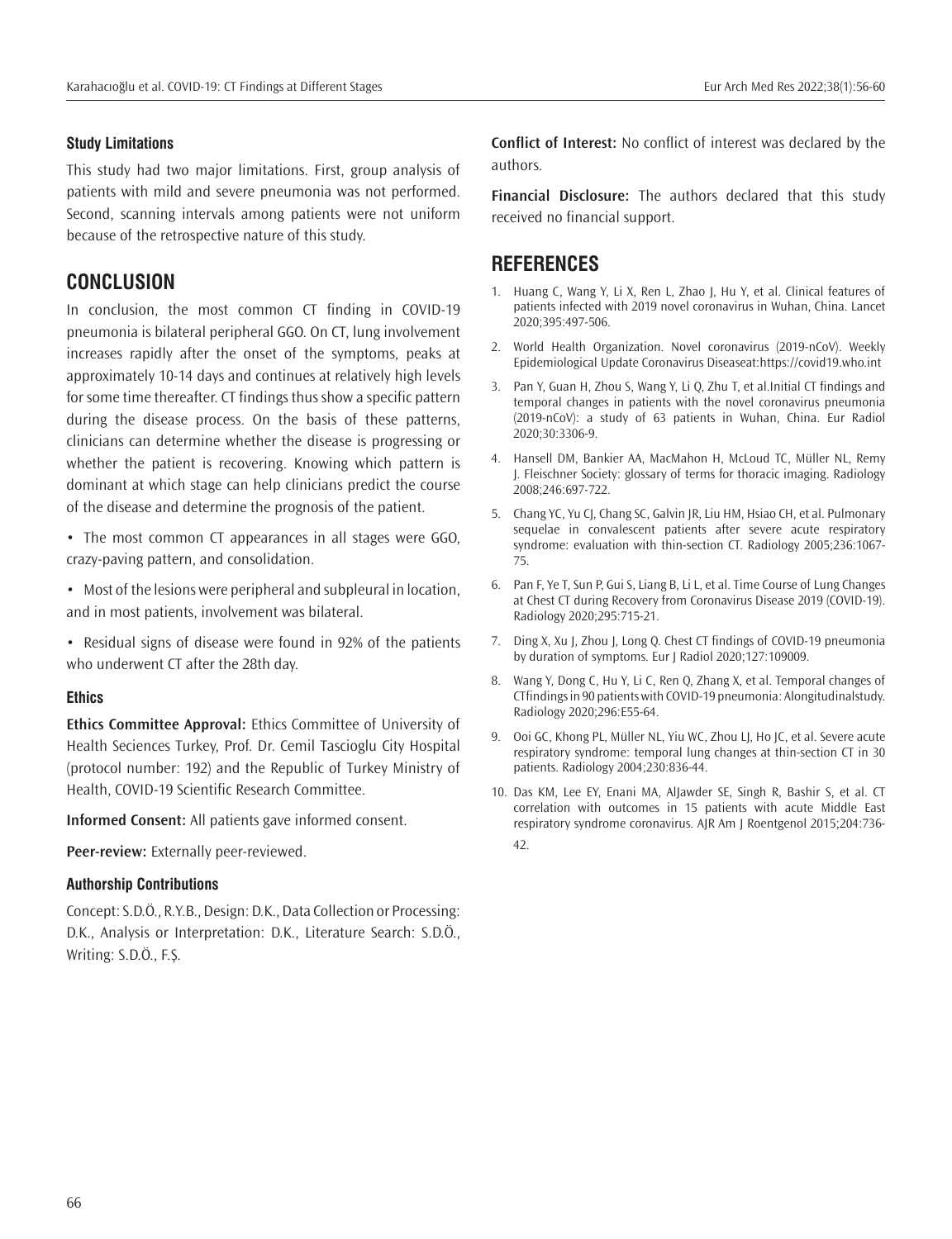### Study Limitations

This study had two major limitations. First, group analysis of patients with mild and severe pneumonia was not performed. Second, scanning intervals among patients were not uniform because of the retrospective nature of this study.

## CONCLUSION

In conclusion, the most common CT finding in COVID-19 pneumonia is bilateral peripheral GGO. On CT, lung involvement increases rapidly after the onset of the symptoms, peaks at approximately 10-14 days and continues at relatively high levels for some time thereafter. CT findings thus show a specific pattern during the disease process. On the basis of these patterns, clinicians can determine whether the disease is progressing or whether the patient is recovering. Knowing which pattern is dominant at which stage can help clinicians predict the course of the disease and determine the prognosis of the patient.

- The most common CT appearances in all stages were GGO, crazy-paving pattern, and consolidation.
- Most of the lesions were peripheral and subpleural in location, and in most patients, involvement was bilateral.
- Residual signs of disease were found in 92% of the patients who underwent CT after the 28th day.

### Ethics

**Ethics Committee Approval:** Ethics Committee of University of Health Seciences Turkey, Prof. Dr. Cemil Tascioglu City Hospital (protocol number: 192) and the Republic of Turkey Ministry of Health, COVID-19 Scientific Research Committee.

**Informed Consent:** All patients gave informed consent.

**Peer-review:** Externally peer-reviewed.

### Authorship Contributions

Concept: S.D.Ö., R.Y.B., Design: D.K., Data Collection or Processing: D.K., Analysis or Interpretation: D.K., Literature Search: S.D.Ö., Writing: S.D.Ö., F.Ş.

**Conflict of Interest:** No conflict of interest was declared by the authors.

**Financial Disclosure:** The authors declared that this study received no financial support.

## REFERENCES

1. Huang C, Wang Y, Li X, Ren L, Zhao J, Hu Y, et al. Clinical features of patients infected with 2019 novel coronavirus in Wuhan, China. Lancet 2020;395:497-506.
2. World Health Organization. Novel coronavirus (2019-nCoV). Weekly Epidemiological Update Coronavirus Diseaseat:https://covid19.who.int
3. Pan Y, Guan H, Zhou S, Wang Y, Li Q, Zhu T, et al.Initial CT findings and temporal changes in patients with the novel coronavirus pneumonia (2019-nCoV): a study of 63 patients in Wuhan, China. Eur Radiol 2020;30:3306-9.
4. Hansell DM, Bankier AA, MacMahon H, McLoud TC, Müller NL, Remy J. Fleischner Society: glossary of terms for thoracic imaging. Radiology 2008;246:697-722.
5. Chang YC, Yu CJ, Chang SC, Galvin JR, Liu HM, Hsiao CH, et al. Pulmonary sequelae in convalescent patients after severe acute respiratory syndrome: evaluation with thin-section CT. Radiology 2005;236:1067-75.
6. Pan F, Ye T, Sun P, Gui S, Liang B, Li L, et al. Time Course of Lung Changes at Chest CT during Recovery from Coronavirus Disease 2019 (COVID-19). Radiology 2020;295:715-21.
7. Ding X, Xu J, Zhou J, Long Q. Chest CT findings of COVID-19 pneumonia by duration of symptoms. Eur J Radiol 2020;127:109009.
8. Wang Y, Dong C, Hu Y, Li C, Ren Q, Zhang X, et al. Temporal changes of CTfindings in 90 patients with COVID-19 pneumonia: Alongitudinalstudy. Radiology 2020;296:E55-64.
9. Ooi GC, Khong PL, Müller NL, Yiu WC, Zhou LJ, Ho JC, et al. Severe acute respiratory syndrome: temporal lung changes at thin-section CT in 30 patients. Radiology 2004;230:836-44.
10. Das KM, Lee EY, Enani MA, AlJawder SE, Singh R, Bashir S, et al. CT correlation with outcomes in 15 patients with acute Middle East respiratory syndrome coronavirus. AJR Am J Roentgenol 2015;204:736-42.